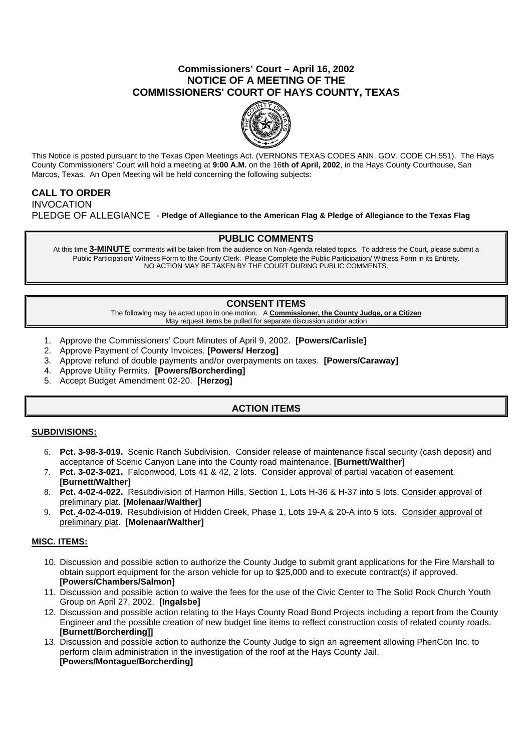# Commissioners' Court – April 16, 2002
## NOTICE OF A MEETING OF THE COMMISSIONERS' COURT OF HAYS COUNTY, TEXAS

This Notice is posted pursuant to the Texas Open Meetings Act. (VERNONS TEXAS CODES ANN. GOV. CODE CH.551). The Hays County Commissioners' Court will hold a meeting at **9:00 A.M.** on the 16**th of April, 2002**, in the Hays County Courthouse, San Marcos, Texas. An Open Meeting will be held concerning the following subjects:

**CALL TO ORDER**

INVOCATION

PLEDGE OF ALLEGIANCE - **Pledge of Allegiance to the American Flag & Pledge of Allegiance to the Texas Flag**

## PUBLIC COMMENTS

At this time **3-MINUTE** comments will be taken from the audience on Non-Agenda related topics. To address the Court, please submit a Public Participation/ Witness Form to the County Clerk. Please Complete the Public Participation/ Witness Form in its Entirety. NO ACTION MAY BE TAKEN BY THE COURT DURING PUBLIC COMMENTS.

## CONSENT ITEMS

The following may be acted upon in one motion. A **Commissioner, the County Judge, or a Citizen** May request items be pulled for separate discussion and/or action

1. Approve the Commissioners' Court Minutes of April 9, 2002. **[Powers/Carlisle]**
2. Approve Payment of County Invoices. **[Powers/ Herzog]**
3. Approve refund of double payments and/or overpayments on taxes. **[Powers/Caraway]**
4. Approve Utility Permits. **[Powers/Borcherding]**
5. Accept Budget Amendment 02-20. **[Herzog]**

## ACTION ITEMS

**SUBDIVISIONS:**

6. **Pct. 3-98-3-019.** Scenic Ranch Subdivision. Consider release of maintenance fiscal security (cash deposit) and acceptance of Scenic Canyon Lane into the County road maintenance. **[Burnett/Walther]**
7. **Pct. 3-02-3-021.** Falconwood, Lots 41 & 42, 2 lots. Consider approval of partial vacation of easement. **[Burnett/Walther]**
8. **Pct. 4-02-4-022.** Resubdivision of Harmon Hills, Section 1, Lots H-36 & H-37 into 5 lots. Consider approval of preliminary plat. **[Molenaar/Walther]**
9. **Pct. 4-02-4-019.** Resubdivision of Hidden Creek, Phase 1, Lots 19-A & 20-A into 5 lots. Consider approval of preliminary plat. **[Molenaar/Walther]**

**MISC. ITEMS:**

10. Discussion and possible action to authorize the County Judge to submit grant applications for the Fire Marshall to obtain support equipment for the arson vehicle for up to $25,000 and to execute contract(s) if approved. **[Powers/Chambers/Salmon]**
11. Discussion and possible action to waive the fees for the use of the Civic Center to The Solid Rock Church Youth Group on April 27, 2002. **[Ingalsbe]**
12. Discussion and possible action relating to the Hays County Road Bond Projects including a report from the County Engineer and the possible creation of new budget line items to reflect construction costs of related county roads. **[Burnett/Borcherding]]**
13. Discussion and possible action to authorize the County Judge to sign an agreement allowing PhenCon Inc. to perform claim administration in the investigation of the roof at the Hays County Jail. **[Powers/Montague/Borcherding]**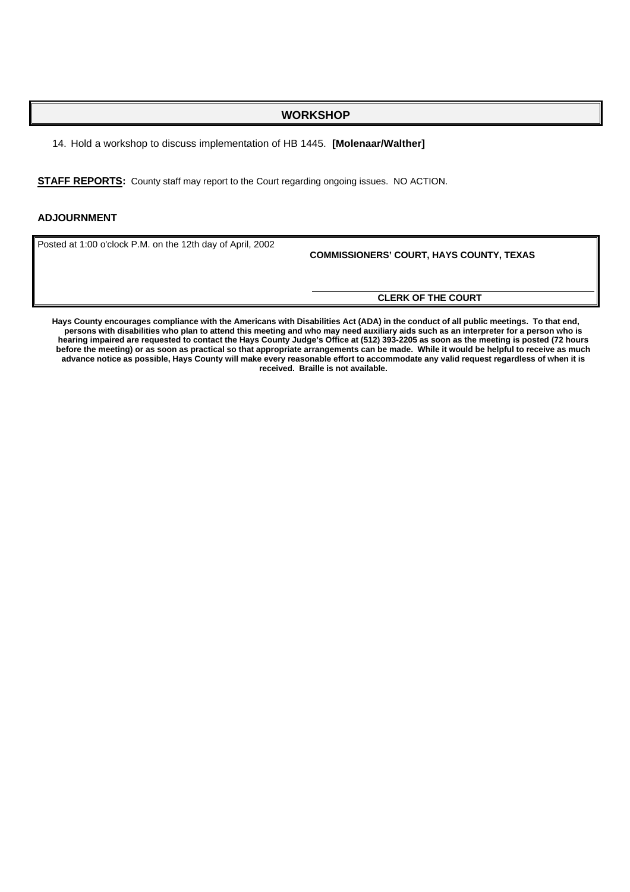## WORKSHOP

14. Hold a workshop to discuss implementation of HB 1445. **[Molenaar/Walther]**

**STAFF REPORTS:** County staff may report to the Court regarding ongoing issues. NO ACTION.

**ADJOURNMENT**

| | |
|---|---|
| Posted at 1:00 o'clock P.M. on the 12th day of April, 2002 | **COMMISSIONERS' COURT, HAYS COUNTY, TEXAS** |
| | **CLERK OF THE COURT** |

**Hays County encourages compliance with the Americans with Disabilities Act (ADA) in the conduct of all public meetings. To that end, persons with disabilities who plan to attend this meeting and who may need auxiliary aids such as an interpreter for a person who is hearing impaired are requested to contact the Hays County Judge's Office at (512) 393-2205 as soon as the meeting is posted (72 hours before the meeting) or as soon as practical so that appropriate arrangements can be made. While it would be helpful to receive as much advance notice as possible, Hays County will make every reasonable effort to accommodate any valid request regardless of when it is received. Braille is not available.**